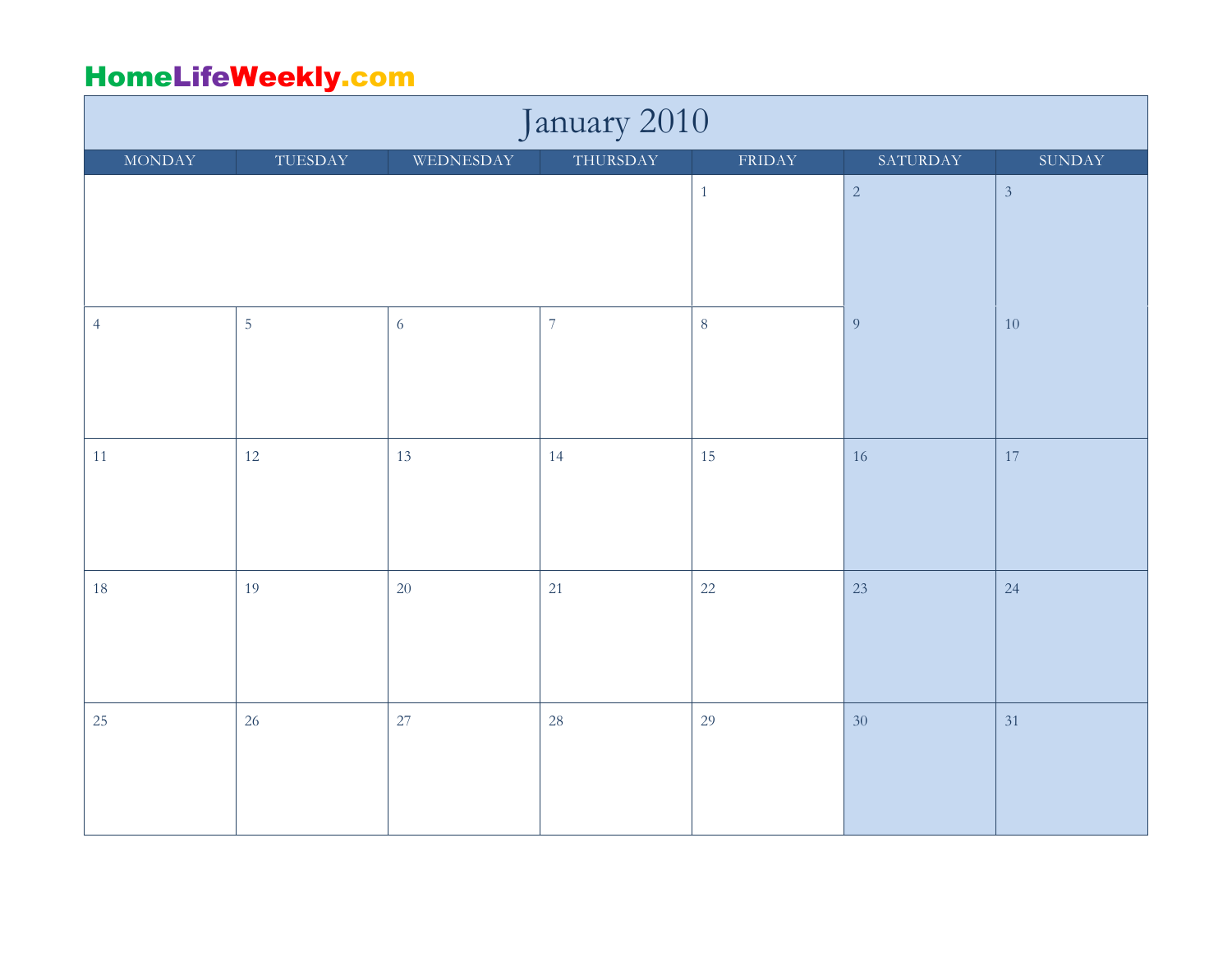HomeLifeWeekly.com

# January 2010

| MONDAY | TUESDAY | WEDNESDAY | THURSDAY | FRIDAY | SATURDAY | SUNDAY |
|---|---|---|---|---|---|---|
| | | | | 1 | 2 | 3 |
| 4 | 5 | 6 | 7 | 8 | 9 | 10 |
| 11 | 12 | 13 | 14 | 15 | 16 | 17 |
| 18 | 19 | 20 | 21 | 22 | 23 | 24 |
| 25 | 26 | 27 | 28 | 29 | 30 | 31 |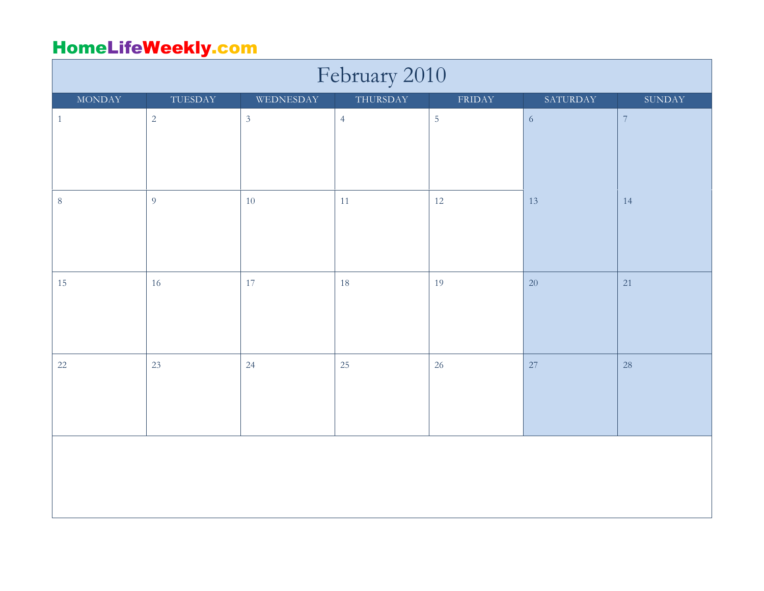HomeLifeWeekly.com

# February 2010

| MONDAY | TUESDAY | WEDNESDAY | THURSDAY | FRIDAY | SATURDAY | SUNDAY |
|---|---|---|---|---|---|---|
| 1 | 2 | 3 | 4 | 5 | 6 | 7 |
| 8 | 9 | 10 | 11 | 12 | 13 | 14 |
| 15 | 16 | 17 | 18 | 19 | 20 | 21 |
| 22 | 23 | 24 | 25 | 26 | 27 | 28 |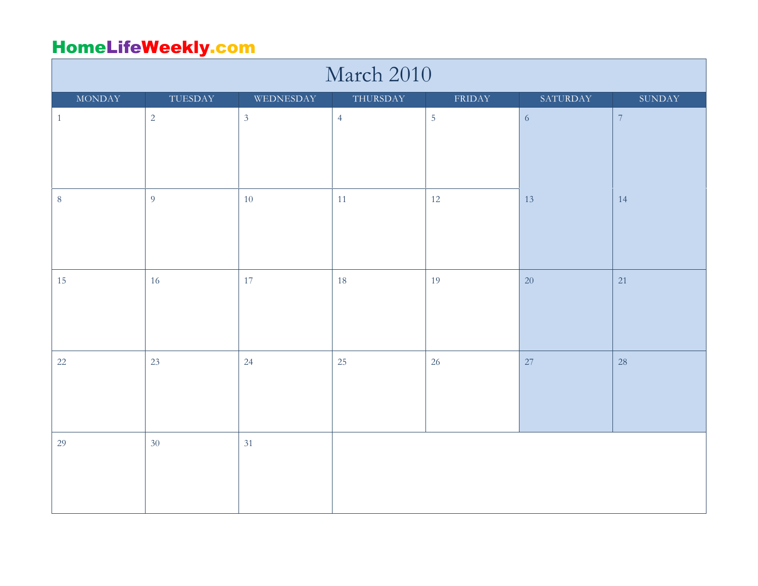HomeLifeWeekly.com

# March 2010

| MONDAY | TUESDAY | WEDNESDAY | THURSDAY | FRIDAY | SATURDAY | SUNDAY |
|---|---|---|---|---|---|---|
| 1 | 2 | 3 | 4 | 5 | 6 | 7 |
| 8 | 9 | 10 | 11 | 12 | 13 | 14 |
| 15 | 16 | 17 | 18 | 19 | 20 | 21 |
| 22 | 23 | 24 | 25 | 26 | 27 | 28 |
| 29 | 30 | 31 | | | | |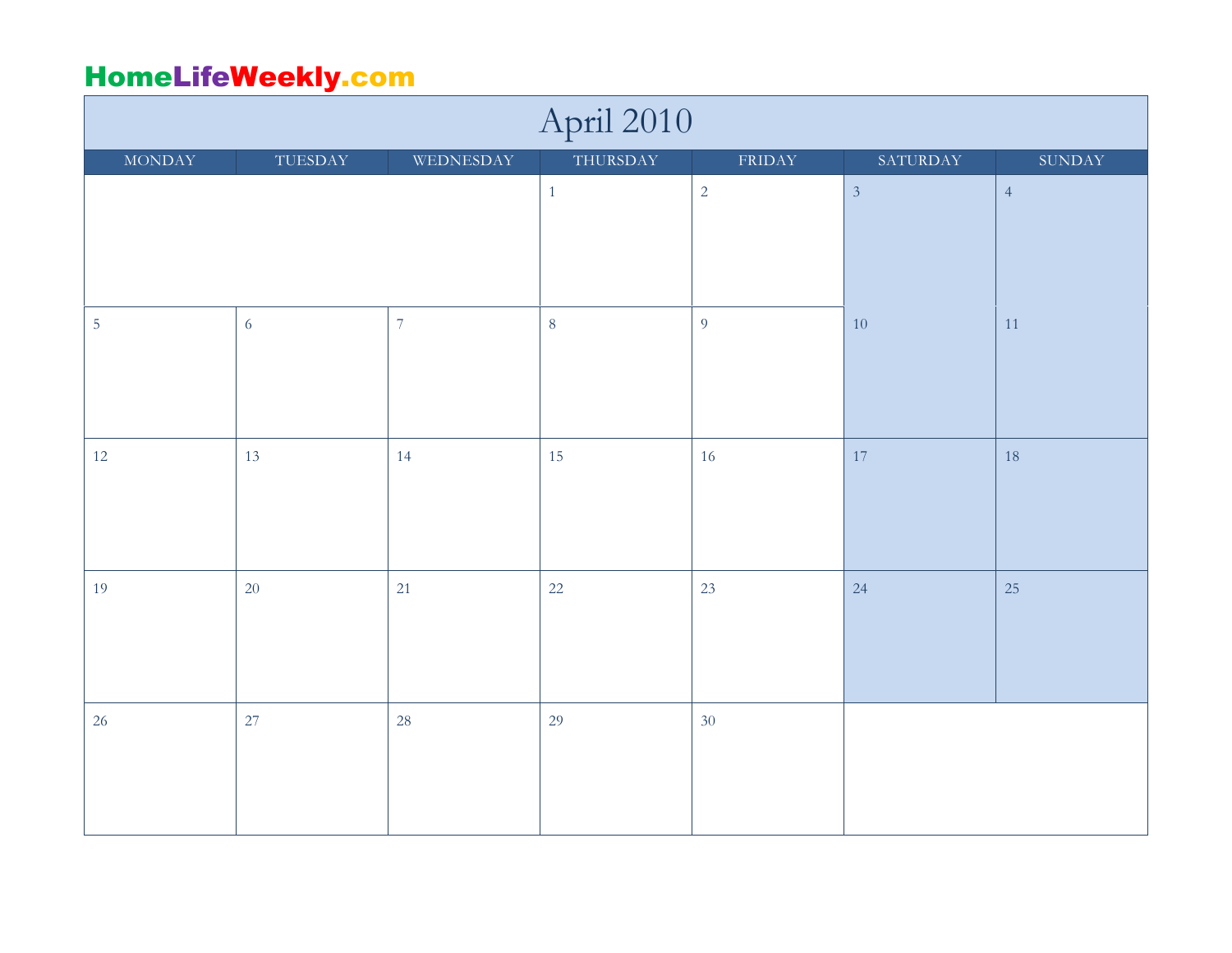HomeLifeWeekly.com

# April 2010

| MONDAY | TUESDAY | WEDNESDAY | THURSDAY | FRIDAY | SATURDAY | SUNDAY |
|---|---|---|---|---|---|---|
| | | | 1 | 2 | 3 | 4 |
| 5 | 6 | 7 | 8 | 9 | 10 | 11 |
| 12 | 13 | 14 | 15 | 16 | 17 | 18 |
| 19 | 20 | 21 | 22 | 23 | 24 | 25 |
| 26 | 27 | 28 | 29 | 30 | | |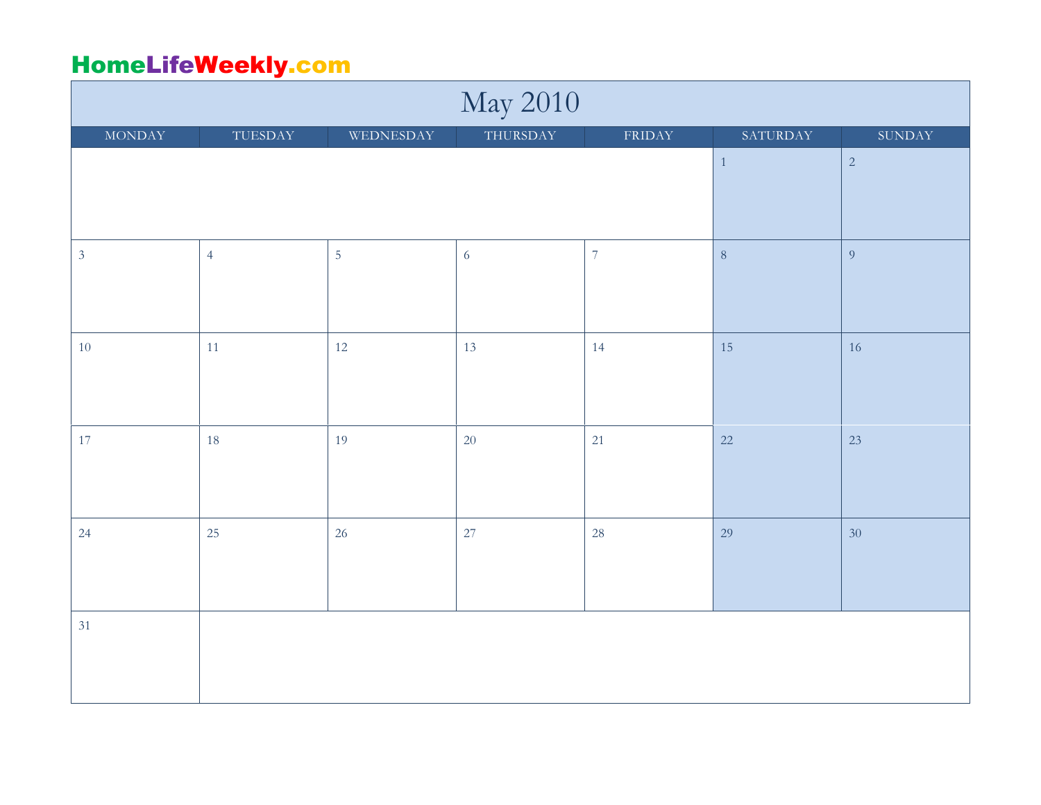HomeLifeWeekly.com

# May 2010

| MONDAY | TUESDAY | WEDNESDAY | THURSDAY | FRIDAY | SATURDAY | SUNDAY |
| --- | --- | --- | --- | --- | --- | --- |
| | | | | | 1 | 2 |
| 3 | 4 | 5 | 6 | 7 | 8 | 9 |
| 10 | 11 | 12 | 13 | 14 | 15 | 16 |
| 17 | 18 | 19 | 20 | 21 | 22 | 23 |
| 24 | 25 | 26 | 27 | 28 | 29 | 30 |
| 31 | | | | | | |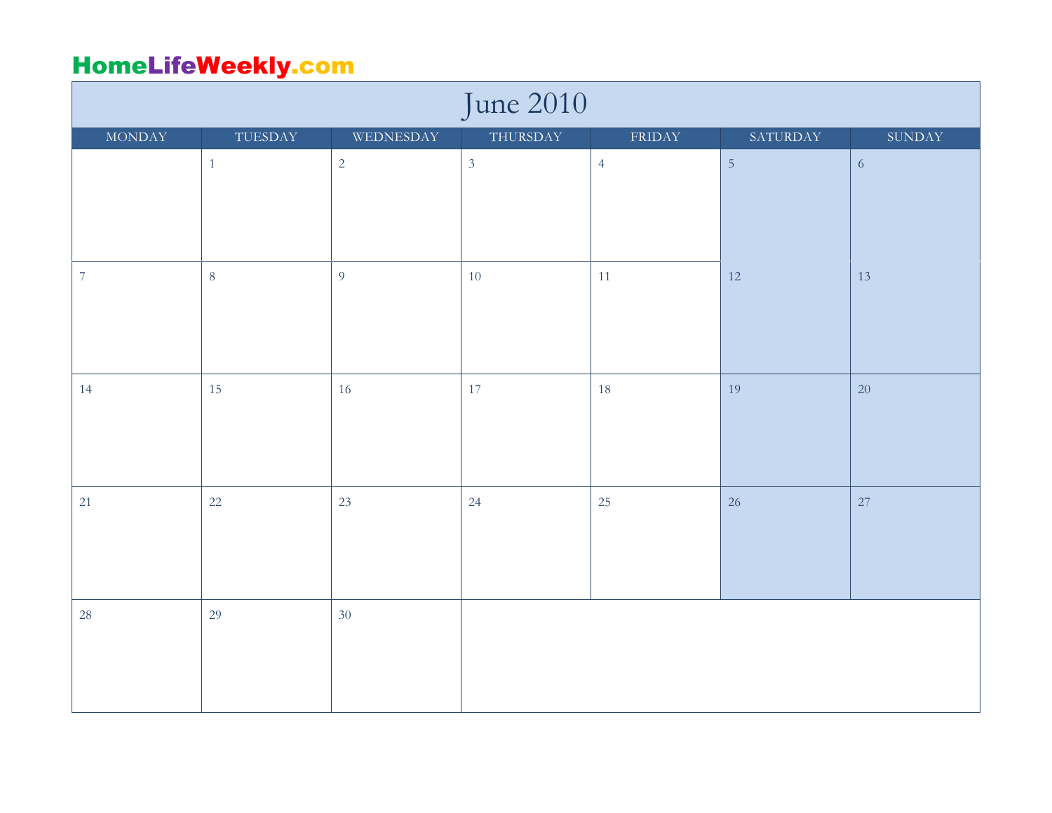HomeLifeWeekly.com

# June 2010

| MONDAY | TUESDAY | WEDNESDAY | THURSDAY | FRIDAY | SATURDAY | SUNDAY |
|---|---|---|---|---|---|---|
| | 1 | 2 | 3 | 4 | 5 | 6 |
| 7 | 8 | 9 | 10 | 11 | 12 | 13 |
| 14 | 15 | 16 | 17 | 18 | 19 | 20 |
| 21 | 22 | 23 | 24 | 25 | 26 | 27 |
| 28 | 29 | 30 | | | | |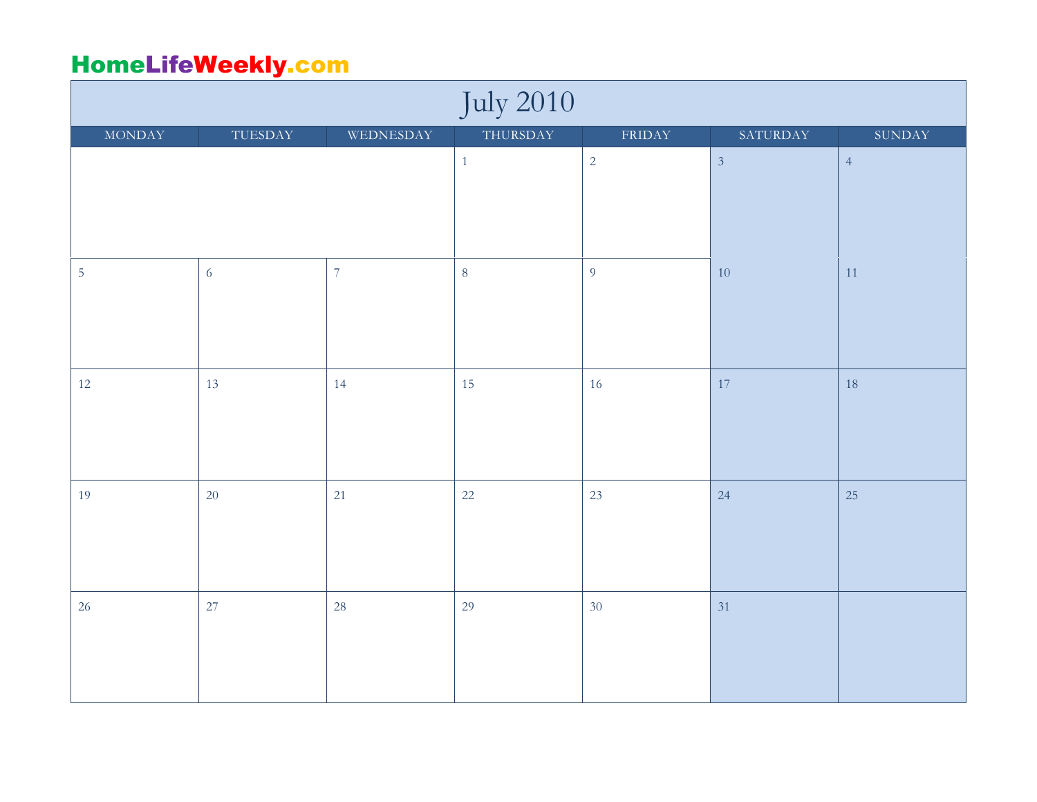HomeLifeWeekly.com

# July 2010

| MONDAY | TUESDAY | WEDNESDAY | THURSDAY | FRIDAY | SATURDAY | SUNDAY |
|---|---|---|---|---|---|---|
| | | | 1 | 2 | 3 | 4 |
| 5 | 6 | 7 | 8 | 9 | 10 | 11 |
| 12 | 13 | 14 | 15 | 16 | 17 | 18 |
| 19 | 20 | 21 | 22 | 23 | 24 | 25 |
| 26 | 27 | 28 | 29 | 30 | 31 | |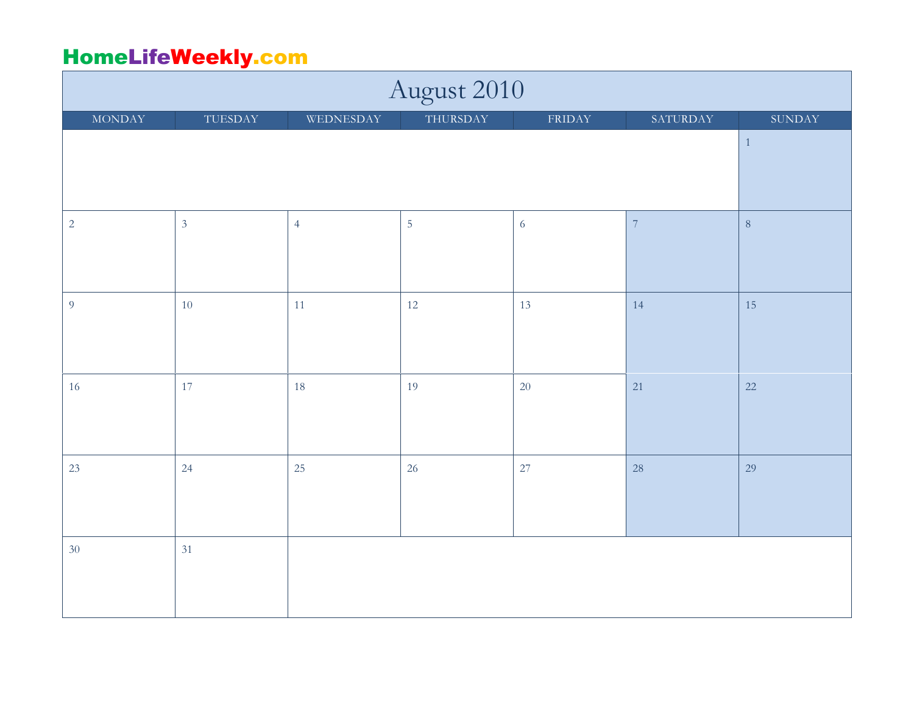HomeLifeWeekly.com

# August 2010

| MONDAY | TUESDAY | WEDNESDAY | THURSDAY | FRIDAY | SATURDAY | SUNDAY |
|---|---|---|---|---|---|---|
| | | | | | | 1 |
| 2 | 3 | 4 | 5 | 6 | 7 | 8 |
| 9 | 10 | 11 | 12 | 13 | 14 | 15 |
| 16 | 17 | 18 | 19 | 20 | 21 | 22 |
| 23 | 24 | 25 | 26 | 27 | 28 | 29 |
| 30 | 31 | | | | | |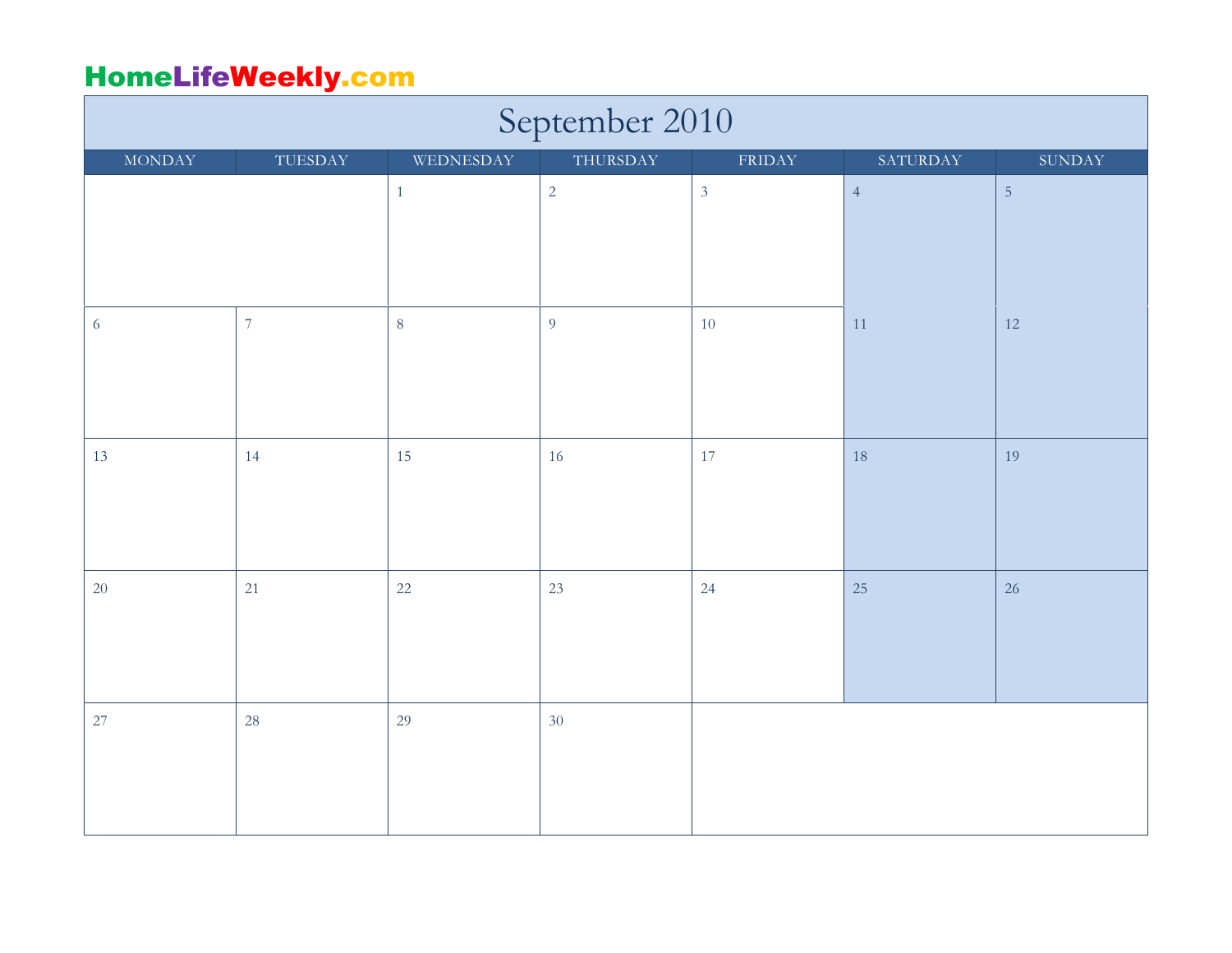HomeLifeWeekly.com

# September 2010

| MONDAY | TUESDAY | WEDNESDAY | THURSDAY | FRIDAY | SATURDAY | SUNDAY |
|---|---|---|---|---|---|---|
| | | 1 | 2 | 3 | 4 | 5 |
| 6 | 7 | 8 | 9 | 10 | 11 | 12 |
| 13 | 14 | 15 | 16 | 17 | 18 | 19 |
| 20 | 21 | 22 | 23 | 24 | 25 | 26 |
| 27 | 28 | 29 | 30 | | | |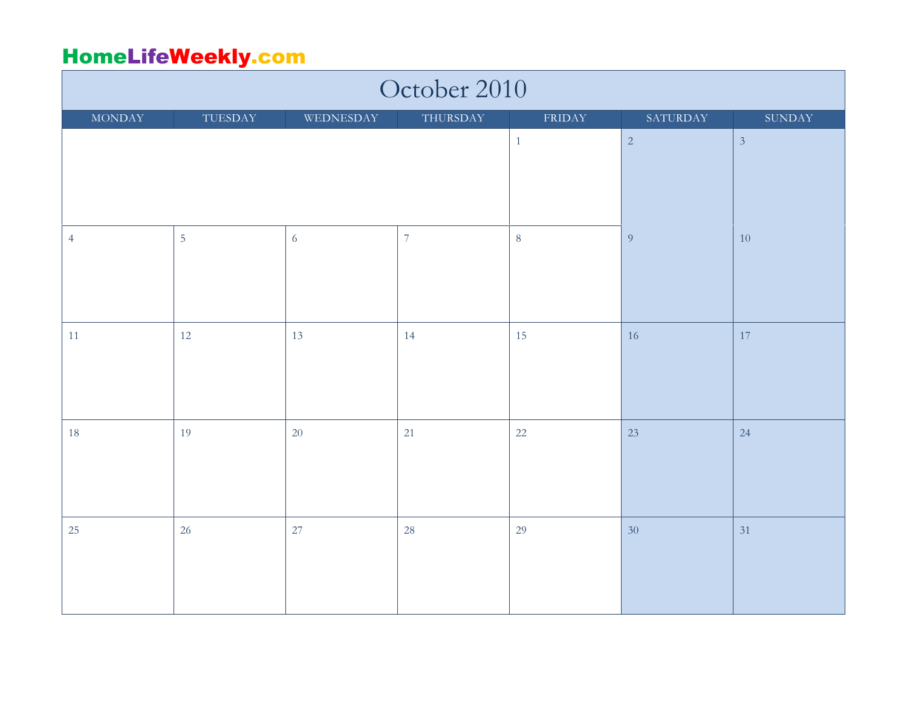HomeLifeWeekly.com

# October 2010

| MONDAY | TUESDAY | WEDNESDAY | THURSDAY | FRIDAY | SATURDAY | SUNDAY |
|---|---|---|---|---|---|---|
| | | | | 1 | 2 | 3 |
| 4 | 5 | 6 | 7 | 8 | 9 | 10 |
| 11 | 12 | 13 | 14 | 15 | 16 | 17 |
| 18 | 19 | 20 | 21 | 22 | 23 | 24 |
| 25 | 26 | 27 | 28 | 29 | 30 | 31 |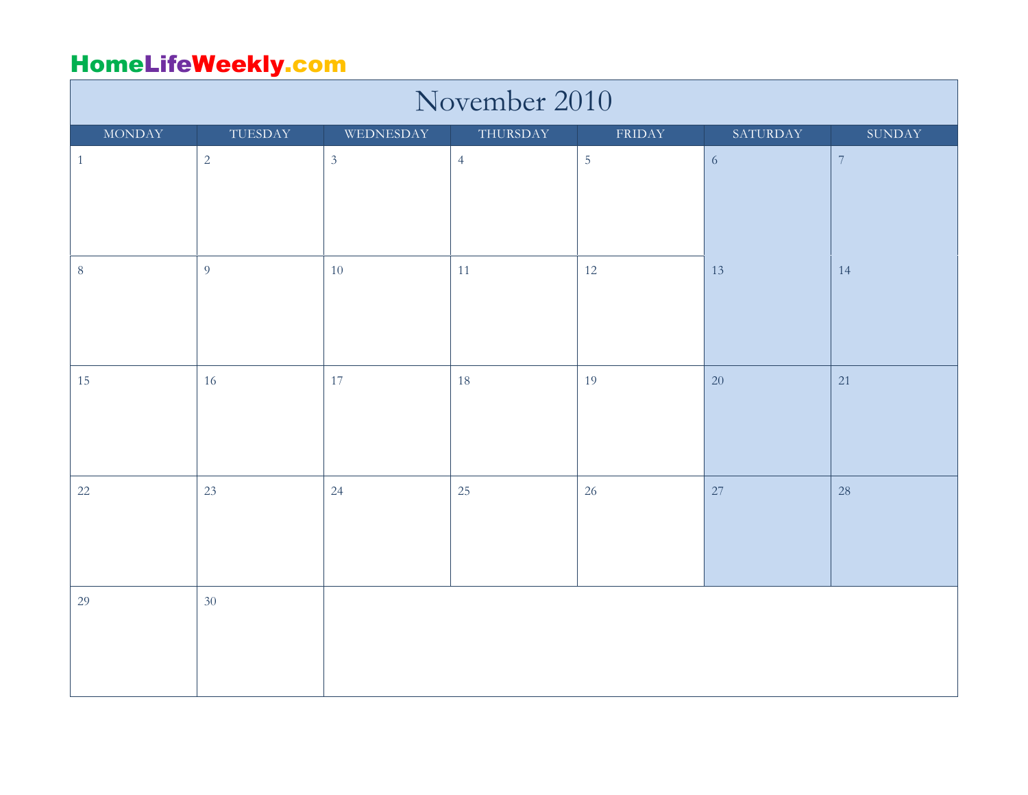HomeLifeWeekly.com

# November 2010

| MONDAY | TUESDAY | WEDNESDAY | THURSDAY | FRIDAY | SATURDAY | SUNDAY |
|---|---|---|---|---|---|---|
| 1 | 2 | 3 | 4 | 5 | 6 | 7 |
| 8 | 9 | 10 | 11 | 12 | 13 | 14 |
| 15 | 16 | 17 | 18 | 19 | 20 | 21 |
| 22 | 23 | 24 | 25 | 26 | 27 | 28 |
| 29 | 30 | | | | | |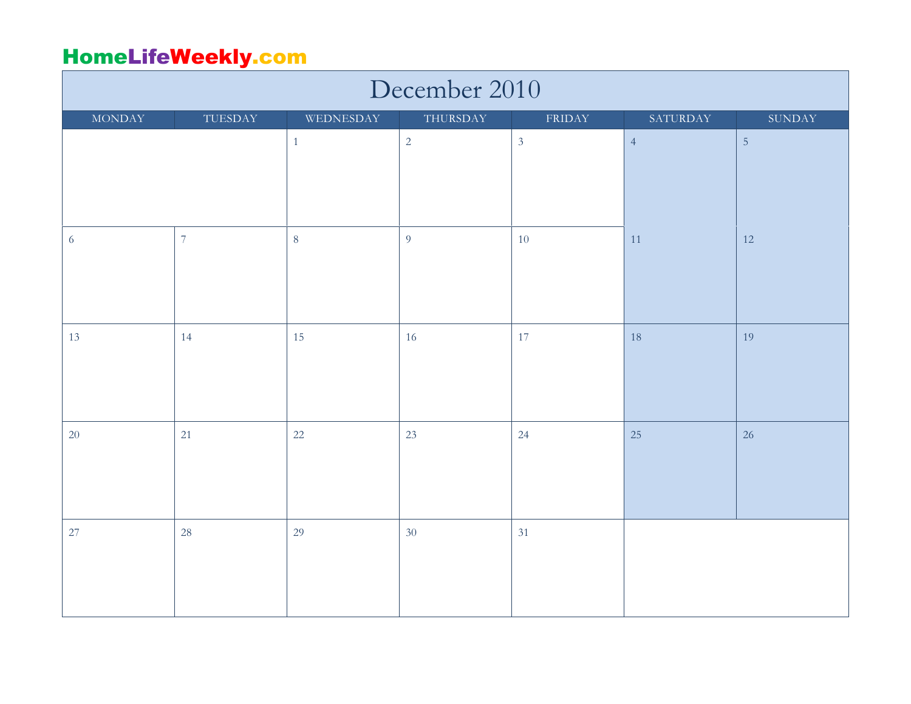HomeLifeWeekly.com

# December 2010

| MONDAY | TUESDAY | WEDNESDAY | THURSDAY | FRIDAY | SATURDAY | SUNDAY |
|---|---|---|---|---|---|---|
| | | 1 | 2 | 3 | 4 | 5 |
| 6 | 7 | 8 | 9 | 10 | 11 | 12 |
| 13 | 14 | 15 | 16 | 17 | 18 | 19 |
| 20 | 21 | 22 | 23 | 24 | 25 | 26 |
| 27 | 28 | 29 | 30 | 31 | | |